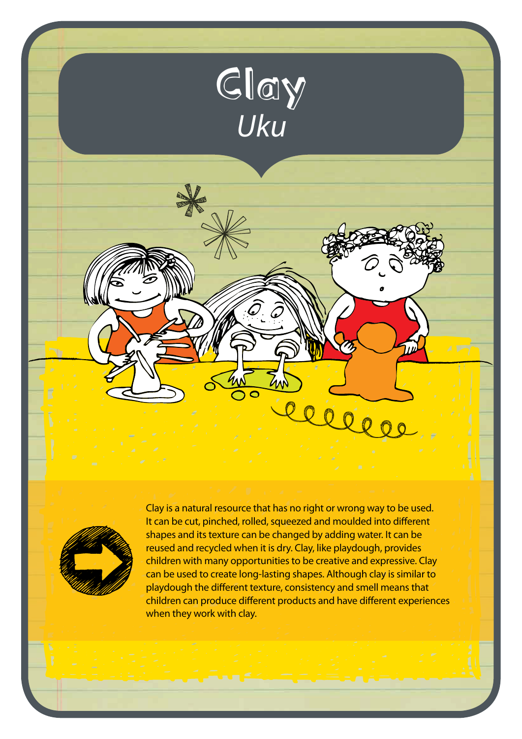# Clay

*Uku*

Clay is a natural resource that has no right or wrong way to be used. It can be cut, pinched, rolled, squeezed and moulded into different shapes and its texture can be changed by adding water. It can be reused and recycled when it is dry. Clay, like playdough, provides children with many opportunities to be creative and expressive. Clay can be used to create long-lasting shapes. Although clay is similar to playdough the different texture, consistency and smell means that children can produce different products and have different experiences when they work with clay.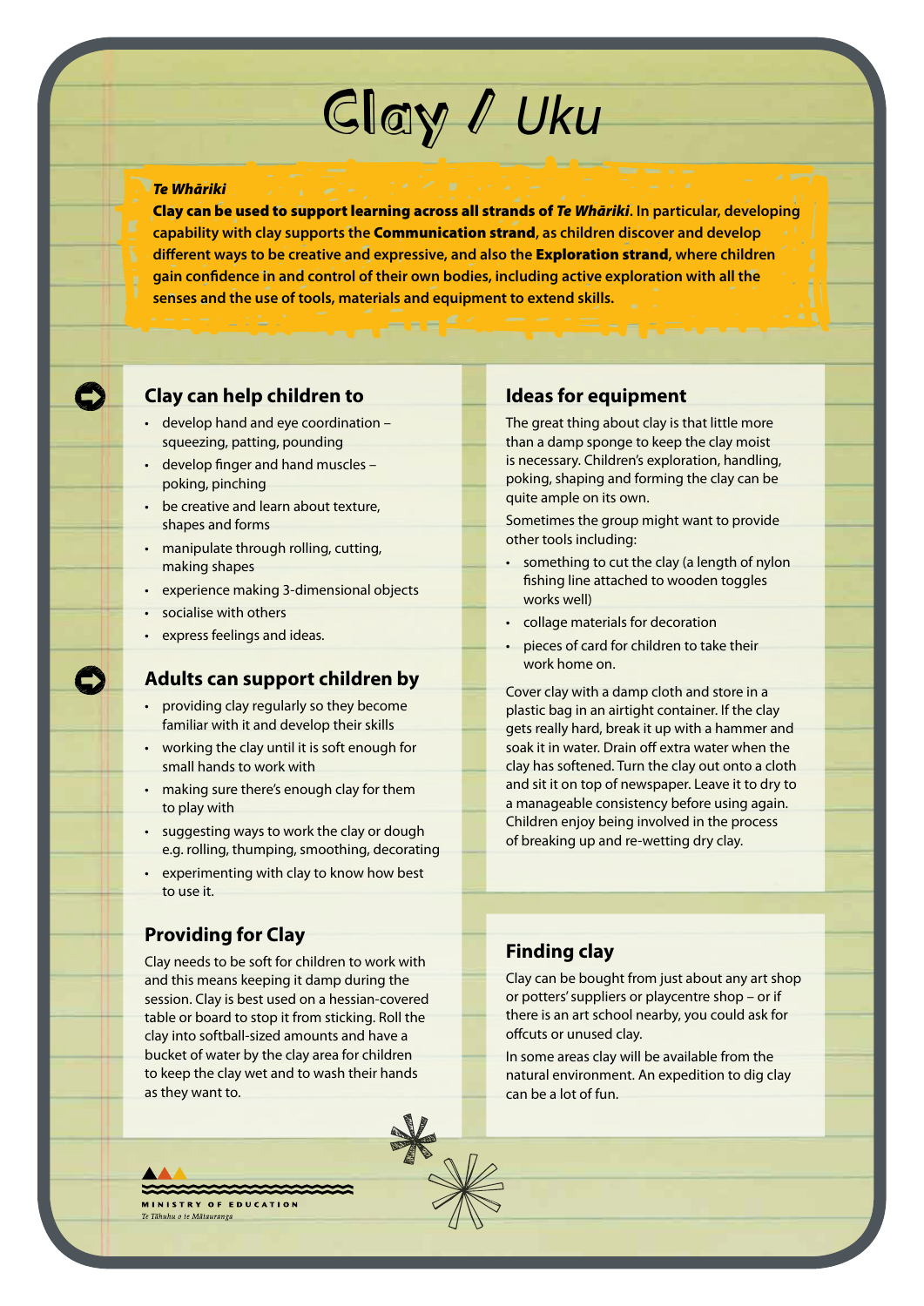# Clay / *Uku*

***Te Whāriki***

**Clay can be used to support learning across all strands of *Te Whāriki*. In particular, developing capability with clay supports the Communication strand, as children discover and develop different ways to be creative and expressive, and also the Exploration strand, where children gain confidence in and control of their own bodies, including active exploration with all the senses and the use of tools, materials and equipment to extend skills.**

## Clay can help children to

- develop hand and eye coordination – squeezing, patting, pounding
- develop finger and hand muscles – poking, pinching
- be creative and learn about texture, shapes and forms
- manipulate through rolling, cutting, making shapes
- experience making 3-dimensional objects
- socialise with others
- express feelings and ideas.

## Adults can support children by

- providing clay regularly so they become familiar with it and develop their skills
- working the clay until it is soft enough for small hands to work with
- making sure there's enough clay for them to play with
- suggesting ways to work the clay or dough e.g. rolling, thumping, smoothing, decorating
- experimenting with clay to know how best to use it.

## Providing for Clay

Clay needs to be soft for children to work with and this means keeping it damp during the session. Clay is best used on a hessian-covered table or board to stop it from sticking. Roll the clay into softball-sized amounts and have a bucket of water by the clay area for children to keep the clay wet and to wash their hands as they want to.

## Ideas for equipment

The great thing about clay is that little more than a damp sponge to keep the clay moist is necessary. Children's exploration, handling, poking, shaping and forming the clay can be quite ample on its own.

Sometimes the group might want to provide other tools including:

- something to cut the clay (a length of nylon fishing line attached to wooden toggles works well)
- collage materials for decoration
- pieces of card for children to take their work home on.

Cover clay with a damp cloth and store in a plastic bag in an airtight container. If the clay gets really hard, break it up with a hammer and soak it in water. Drain off extra water when the clay has softened. Turn the clay out onto a cloth and sit it on top of newspaper. Leave it to dry to a manageable consistency before using again. Children enjoy being involved in the process of breaking up and re-wetting dry clay.

## Finding clay

Clay can be bought from just about any art shop or potters' suppliers or playcentre shop – or if there is an art school nearby, you could ask for offcuts or unused clay.

In some areas clay will be available from the natural environment. An expedition to dig clay can be a lot of fun.

MINISTRY OF EDUCATION
*Te Tāhuhu o te Mātauranga*